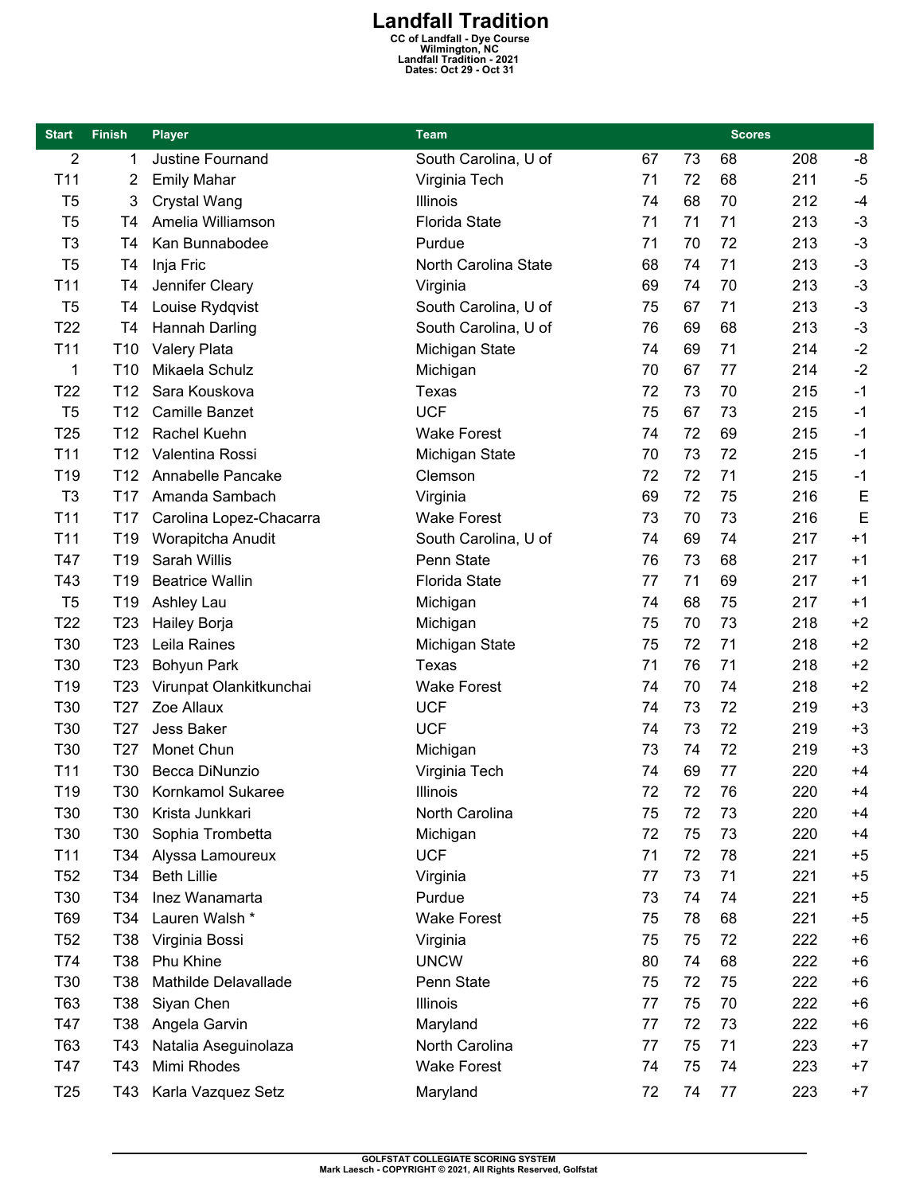# Landfall Tradition

**CC of Landfall - Dye Course**
**Wilmington, NC**
**Landfall Tradition - 2021**
**Dates: Oct 29 - Oct 31**

| Start | Finish | Player | Team | Scores | | | | |
|---|---|---|---|---|---|---|---|---|
| 2 | 1 | Justine Fournand | South Carolina, U of | 67 | 73 | 68 | 208 | -8 |
| T11 | 2 | Emily Mahar | Virginia Tech | 71 | 72 | 68 | 211 | -5 |
| T5 | 3 | Crystal Wang | Illinois | 74 | 68 | 70 | 212 | -4 |
| T5 | T4 | Amelia Williamson | Florida State | 71 | 71 | 71 | 213 | -3 |
| T3 | T4 | Kan Bunnabodee | Purdue | 71 | 70 | 72 | 213 | -3 |
| T5 | T4 | Inja Fric | North Carolina State | 68 | 74 | 71 | 213 | -3 |
| T11 | T4 | Jennifer Cleary | Virginia | 69 | 74 | 70 | 213 | -3 |
| T5 | T4 | Louise Rydqvist | South Carolina, U of | 75 | 67 | 71 | 213 | -3 |
| T22 | T4 | Hannah Darling | South Carolina, U of | 76 | 69 | 68 | 213 | -3 |
| T11 | T10 | Valery Plata | Michigan State | 74 | 69 | 71 | 214 | -2 |
| 1 | T10 | Mikaela Schulz | Michigan | 70 | 67 | 77 | 214 | -2 |
| T22 | T12 | Sara Kouskova | Texas | 72 | 73 | 70 | 215 | -1 |
| T5 | T12 | Camille Banzet | UCF | 75 | 67 | 73 | 215 | -1 |
| T25 | T12 | Rachel Kuehn | Wake Forest | 74 | 72 | 69 | 215 | -1 |
| T11 | T12 | Valentina Rossi | Michigan State | 70 | 73 | 72 | 215 | -1 |
| T19 | T12 | Annabelle Pancake | Clemson | 72 | 72 | 71 | 215 | -1 |
| T3 | T17 | Amanda Sambach | Virginia | 69 | 72 | 75 | 216 | E |
| T11 | T17 | Carolina Lopez-Chacarra | Wake Forest | 73 | 70 | 73 | 216 | E |
| T11 | T19 | Worapitcha Anudit | South Carolina, U of | 74 | 69 | 74 | 217 | +1 |
| T47 | T19 | Sarah Willis | Penn State | 76 | 73 | 68 | 217 | +1 |
| T43 | T19 | Beatrice Wallin | Florida State | 77 | 71 | 69 | 217 | +1 |
| T5 | T19 | Ashley Lau | Michigan | 74 | 68 | 75 | 217 | +1 |
| T22 | T23 | Hailey Borja | Michigan | 75 | 70 | 73 | 218 | +2 |
| T30 | T23 | Leila Raines | Michigan State | 75 | 72 | 71 | 218 | +2 |
| T30 | T23 | Bohyun Park | Texas | 71 | 76 | 71 | 218 | +2 |
| T19 | T23 | Virunpat Olankitkunchai | Wake Forest | 74 | 70 | 74 | 218 | +2 |
| T30 | T27 | Zoe Allaux | UCF | 74 | 73 | 72 | 219 | +3 |
| T30 | T27 | Jess Baker | UCF | 74 | 73 | 72 | 219 | +3 |
| T30 | T27 | Monet Chun | Michigan | 73 | 74 | 72 | 219 | +3 |
| T11 | T30 | Becca DiNunzio | Virginia Tech | 74 | 69 | 77 | 220 | +4 |
| T19 | T30 | Kornkamol Sukaree | Illinois | 72 | 72 | 76 | 220 | +4 |
| T30 | T30 | Krista Junkkari | North Carolina | 75 | 72 | 73 | 220 | +4 |
| T30 | T30 | Sophia Trombetta | Michigan | 72 | 75 | 73 | 220 | +4 |
| T11 | T34 | Alyssa Lamoureux | UCF | 71 | 72 | 78 | 221 | +5 |
| T52 | T34 | Beth Lillie | Virginia | 77 | 73 | 71 | 221 | +5 |
| T30 | T34 | Inez Wanamarta | Purdue | 73 | 74 | 74 | 221 | +5 |
| T69 | T34 | Lauren Walsh * | Wake Forest | 75 | 78 | 68 | 221 | +5 |
| T52 | T38 | Virginia Bossi | Virginia | 75 | 75 | 72 | 222 | +6 |
| T74 | T38 | Phu Khine | UNCW | 80 | 74 | 68 | 222 | +6 |
| T30 | T38 | Mathilde Delavallade | Penn State | 75 | 72 | 75 | 222 | +6 |
| T63 | T38 | Siyan Chen | Illinois | 77 | 75 | 70 | 222 | +6 |
| T47 | T38 | Angela Garvin | Maryland | 77 | 72 | 73 | 222 | +6 |
| T63 | T43 | Natalia Aseguinolaza | North Carolina | 77 | 75 | 71 | 223 | +7 |
| T47 | T43 | Mimi Rhodes | Wake Forest | 74 | 75 | 74 | 223 | +7 |
| T25 | T43 | Karla Vazquez Setz | Maryland | 72 | 74 | 77 | 223 | +7 |

GOLFSTAT COLLEGIATE SCORING SYSTEM
Mark Laesch - COPYRIGHT © 2021, All Rights Reserved, Golfstat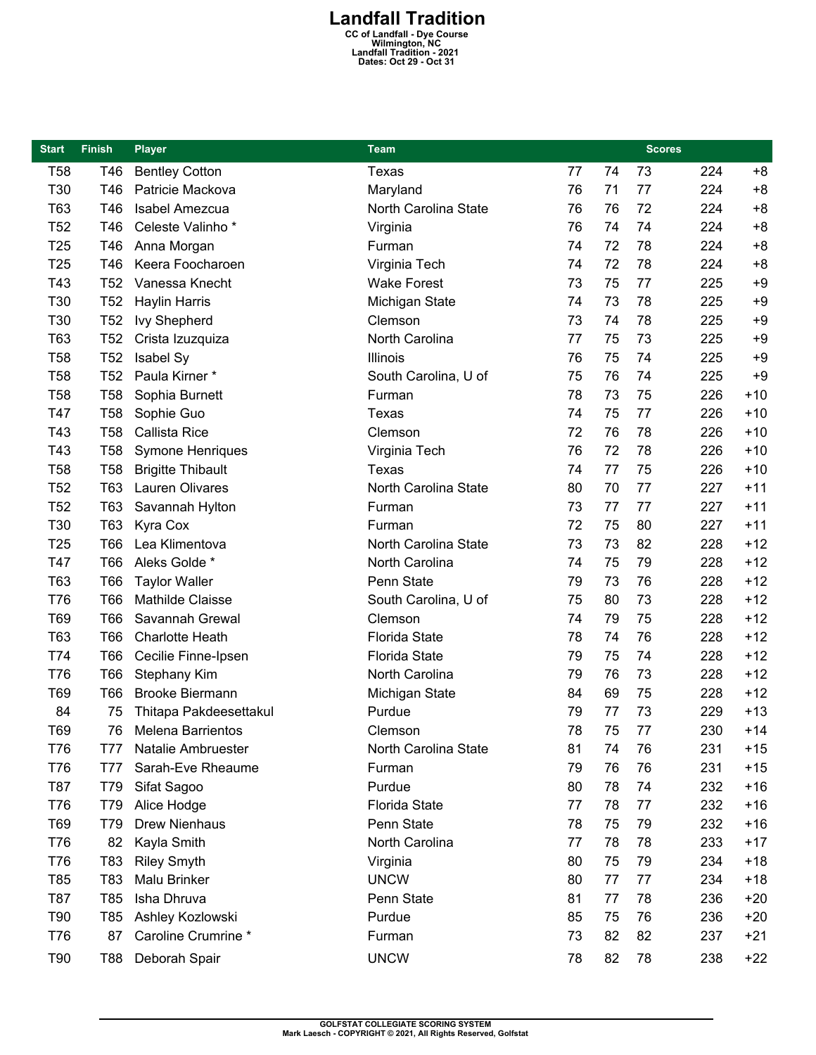# Landfall Tradition

**CC of Landfall - Dye Course**
**Wilmington, NC**
**Landfall Tradition - 2021**
**Dates: Oct 29 - Oct 31**

| Start | Finish | Player | Team | Scores | | | | |
|---|---|---|---|---|---|---|---|---|
| T58 | T46 | Bentley Cotton | Texas | 77 | 74 | 73 | 224 | +8 |
| T30 | T46 | Patricie Mackova | Maryland | 76 | 71 | 77 | 224 | +8 |
| T63 | T46 | Isabel Amezcua | North Carolina State | 76 | 76 | 72 | 224 | +8 |
| T52 | T46 | Celeste Valinho * | Virginia | 76 | 74 | 74 | 224 | +8 |
| T25 | T46 | Anna Morgan | Furman | 74 | 72 | 78 | 224 | +8 |
| T25 | T46 | Keera Foocharoen | Virginia Tech | 74 | 72 | 78 | 224 | +8 |
| T43 | T52 | Vanessa Knecht | Wake Forest | 73 | 75 | 77 | 225 | +9 |
| T30 | T52 | Haylin Harris | Michigan State | 74 | 73 | 78 | 225 | +9 |
| T30 | T52 | Ivy Shepherd | Clemson | 73 | 74 | 78 | 225 | +9 |
| T63 | T52 | Crista Izuzquiza | North Carolina | 77 | 75 | 73 | 225 | +9 |
| T58 | T52 | Isabel Sy | Illinois | 76 | 75 | 74 | 225 | +9 |
| T58 | T52 | Paula Kirner * | South Carolina, U of | 75 | 76 | 74 | 225 | +9 |
| T58 | T58 | Sophia Burnett | Furman | 78 | 73 | 75 | 226 | +10 |
| T47 | T58 | Sophie Guo | Texas | 74 | 75 | 77 | 226 | +10 |
| T43 | T58 | Callista Rice | Clemson | 72 | 76 | 78 | 226 | +10 |
| T43 | T58 | Symone Henriques | Virginia Tech | 76 | 72 | 78 | 226 | +10 |
| T58 | T58 | Brigitte Thibault | Texas | 74 | 77 | 75 | 226 | +10 |
| T52 | T63 | Lauren Olivares | North Carolina State | 80 | 70 | 77 | 227 | +11 |
| T52 | T63 | Savannah Hylton | Furman | 73 | 77 | 77 | 227 | +11 |
| T30 | T63 | Kyra Cox | Furman | 72 | 75 | 80 | 227 | +11 |
| T25 | T66 | Lea Klimentova | North Carolina State | 73 | 73 | 82 | 228 | +12 |
| T47 | T66 | Aleks Golde * | North Carolina | 74 | 75 | 79 | 228 | +12 |
| T63 | T66 | Taylor Waller | Penn State | 79 | 73 | 76 | 228 | +12 |
| T76 | T66 | Mathilde Claisse | South Carolina, U of | 75 | 80 | 73 | 228 | +12 |
| T69 | T66 | Savannah Grewal | Clemson | 74 | 79 | 75 | 228 | +12 |
| T63 | T66 | Charlotte Heath | Florida State | 78 | 74 | 76 | 228 | +12 |
| T74 | T66 | Cecilie Finne-Ipsen | Florida State | 79 | 75 | 74 | 228 | +12 |
| T76 | T66 | Stephany Kim | North Carolina | 79 | 76 | 73 | 228 | +12 |
| T69 | T66 | Brooke Biermann | Michigan State | 84 | 69 | 75 | 228 | +12 |
| 84 | 75 | Thitapa Pakdeesettakul | Purdue | 79 | 77 | 73 | 229 | +13 |
| T69 | 76 | Melena Barrientos | Clemson | 78 | 75 | 77 | 230 | +14 |
| T76 | T77 | Natalie Ambruester | North Carolina State | 81 | 74 | 76 | 231 | +15 |
| T76 | T77 | Sarah-Eve Rheaume | Furman | 79 | 76 | 76 | 231 | +15 |
| T87 | T79 | Sifat Sagoo | Purdue | 80 | 78 | 74 | 232 | +16 |
| T76 | T79 | Alice Hodge | Florida State | 77 | 78 | 77 | 232 | +16 |
| T69 | T79 | Drew Nienhaus | Penn State | 78 | 75 | 79 | 232 | +16 |
| T76 | 82 | Kayla Smith | North Carolina | 77 | 78 | 78 | 233 | +17 |
| T76 | T83 | Riley Smyth | Virginia | 80 | 75 | 79 | 234 | +18 |
| T85 | T83 | Malu Brinker | UNCW | 80 | 77 | 77 | 234 | +18 |
| T87 | T85 | Isha Dhruva | Penn State | 81 | 77 | 78 | 236 | +20 |
| T90 | T85 | Ashley Kozlowski | Purdue | 85 | 75 | 76 | 236 | +20 |
| T76 | 87 | Caroline Crumrine * | Furman | 73 | 82 | 82 | 237 | +21 |
| T90 | T88 | Deborah Spair | UNCW | 78 | 82 | 78 | 238 | +22 |

GOLFSTAT COLLEGIATE SCORING SYSTEM
Mark Laesch - COPYRIGHT © 2021, All Rights Reserved, Golfstat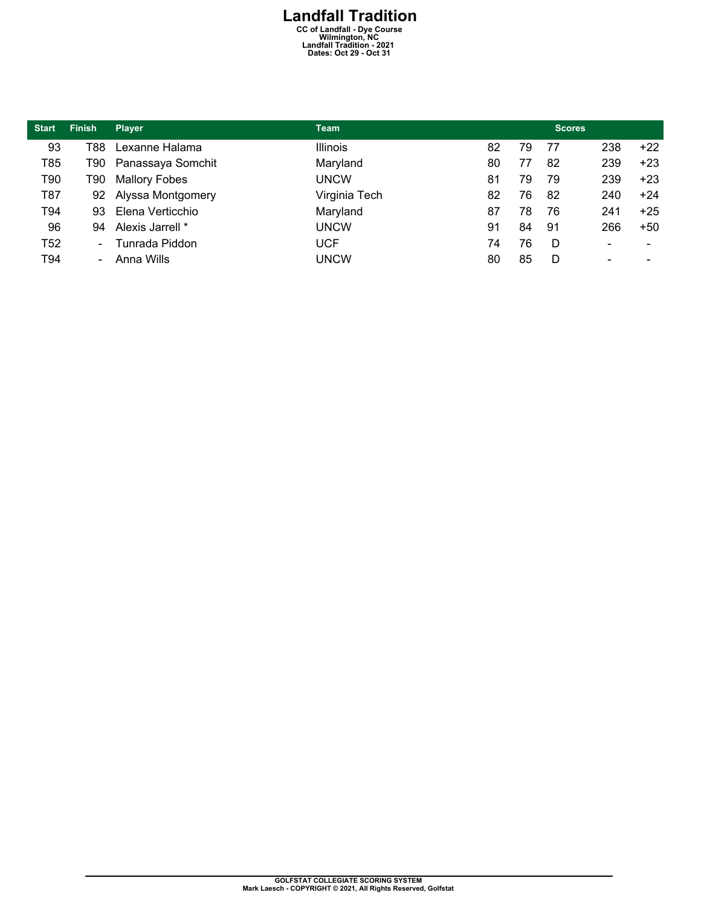# Landfall Tradition

**CC of Landfall - Dye Course**
**Wilmington, NC**
**Landfall Tradition - 2021**
**Dates: Oct 29 - Oct 31**

| Start | Finish | Player | Team | Scores | | | | |
|---|---|---|---|---|---|---|---|---|
| 93 | T88 | Lexanne Halama | Illinois | 82 | 79 | 77 | 238 | +22 |
| T85 | T90 | Panassaya Somchit | Maryland | 80 | 77 | 82 | 239 | +23 |
| T90 | T90 | Mallory Fobes | UNCW | 81 | 79 | 79 | 239 | +23 |
| T87 | 92 | Alyssa Montgomery | Virginia Tech | 82 | 76 | 82 | 240 | +24 |
| T94 | 93 | Elena Verticchio | Maryland | 87 | 78 | 76 | 241 | +25 |
| 96 | 94 | Alexis Jarrell * | UNCW | 91 | 84 | 91 | 266 | +50 |
| T52 | - | Tunrada Piddon | UCF | 74 | 76 | D | - | - |
| T94 | - | Anna Wills | UNCW | 80 | 85 | D | - | - |

**GOLFSTAT COLLEGIATE SCORING SYSTEM**
**Mark Laesch - COPYRIGHT © 2021, All Rights Reserved, Golfstat**